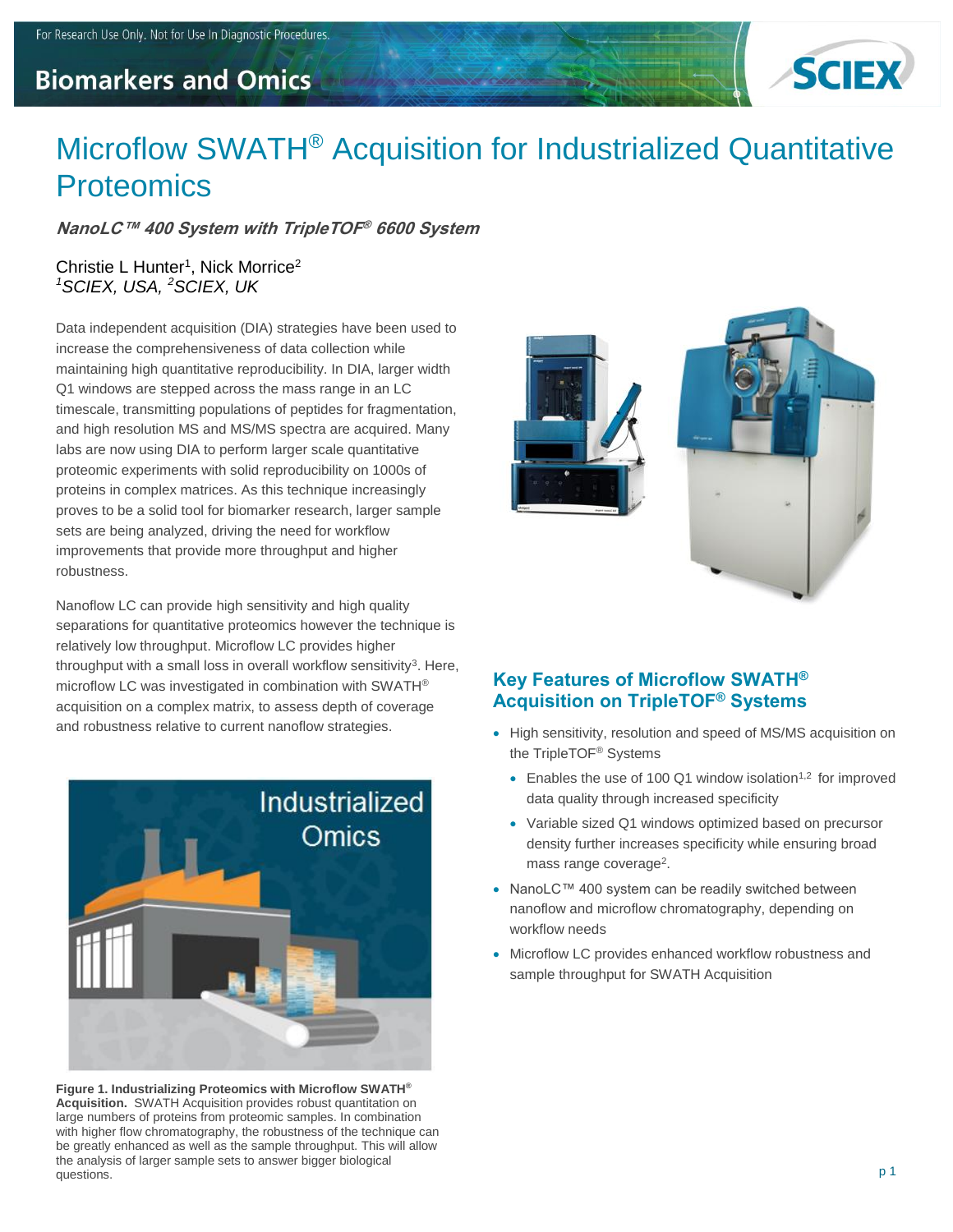# Microflow SWATH® Acquisition for Industrialized Quantitative Proteomics

***NanoLC™ 400 System with TripleTOF® 6600 System***

Christie L Hunter[1], Nick Morrice[2]
*[1]SCIEX, USA, [2]SCIEX, UK*

Data independent acquisition (DIA) strategies have been used to increase the comprehensiveness of data collection while maintaining high quantitative reproducibility. In DIA, larger width Q1 windows are stepped across the mass range in an LC timescale, transmitting populations of peptides for fragmentation, and high resolution MS and MS/MS spectra are acquired. Many labs are now using DIA to perform larger scale quantitative proteomic experiments with solid reproducibility on 1000s of proteins in complex matrices. As this technique increasingly proves to be a solid tool for biomarker research, larger sample sets are being analyzed, driving the need for workflow improvements that provide more throughput and higher robustness.

Nanoflow LC can provide high sensitivity and high quality separations for quantitative proteomics however the technique is relatively low throughput. Microflow LC provides higher throughput with a small loss in overall workflow sensitivity[3]. Here, microflow LC was investigated in combination with SWATH® acquisition on a complex matrix, to assess depth of coverage and robustness relative to current nanoflow strategies.

**Figure 1. Industrializing Proteomics with Microflow SWATH® Acquisition.** SWATH Acquisition provides robust quantitation on large numbers of proteins from proteomic samples. In combination with higher flow chromatography, the robustness of the technique can be greatly enhanced as well as the sample throughput. This will allow the analysis of larger sample sets to answer bigger biological questions.

## Key Features of Microflow SWATH® Acquisition on TripleTOF® Systems

- High sensitivity, resolution and speed of MS/MS acquisition on the TripleTOF® Systems
  - Enables the use of 100 Q1 window isolation[1,2] for improved data quality through increased specificity
  - Variable sized Q1 windows optimized based on precursor density further increases specificity while ensuring broad mass range coverage[2].
- NanoLC™ 400 system can be readily switched between nanoflow and microflow chromatography, depending on workflow needs
- Microflow LC provides enhanced workflow robustness and sample throughput for SWATH Acquisition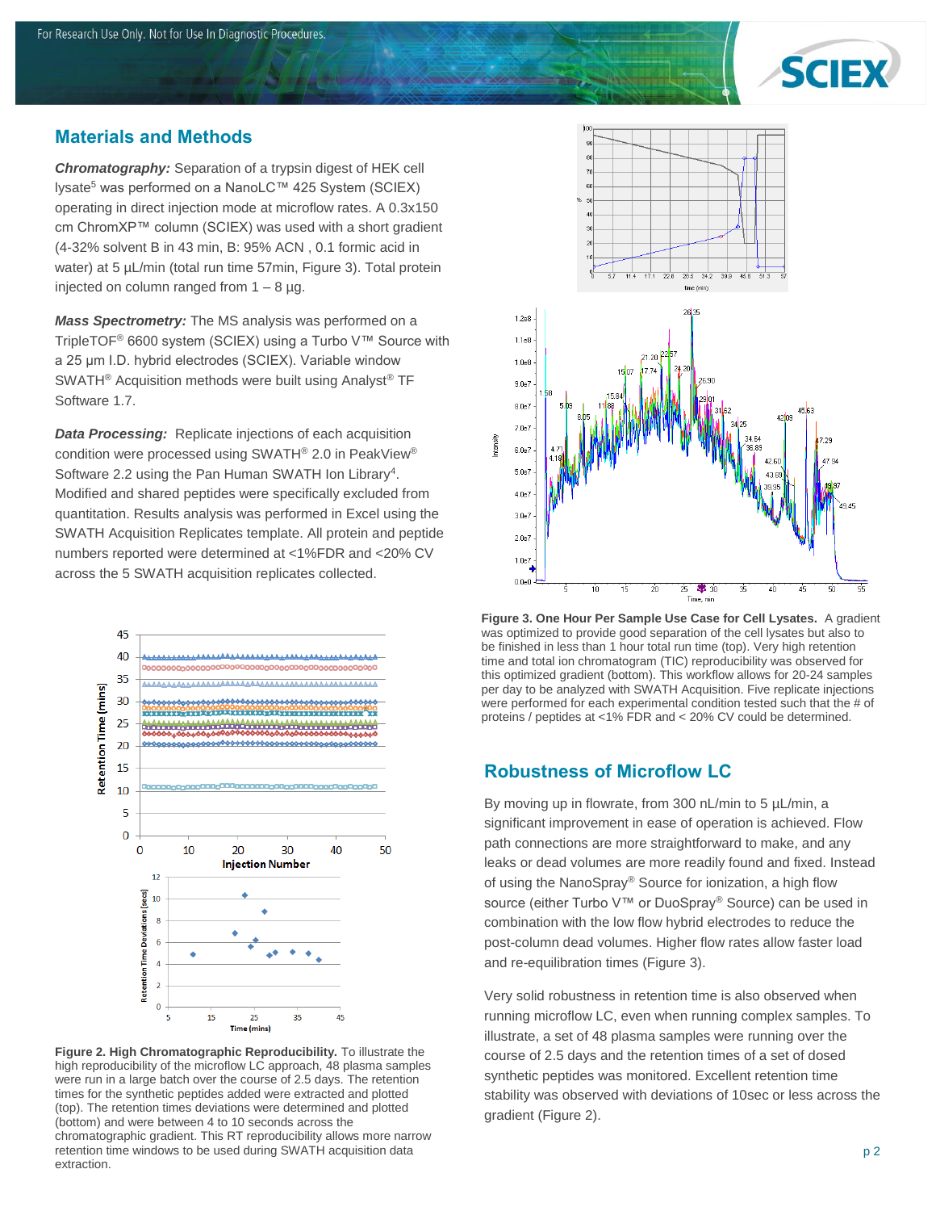## Materials and Methods

***Chromatography:*** Separation of a trypsin digest of HEK cell lysate[5] was performed on a NanoLC™ 425 System (SCIEX) operating in direct injection mode at microflow rates. A 0.3x150 cm ChromXP™ column (SCIEX) was used with a short gradient (4-32% solvent B in 43 min, B: 95% ACN , 0.1 formic acid in water) at 5 µL/min (total run time 57min, Figure 3). Total protein injected on column ranged from 1 – 8 µg.

***Mass Spectrometry:*** The MS analysis was performed on a TripleTOF® 6600 system (SCIEX) using a Turbo V™ Source with a 25 µm I.D. hybrid electrodes (SCIEX). Variable window SWATH® Acquisition methods were built using Analyst® TF Software 1.7.

***Data Processing:*** Replicate injections of each acquisition condition were processed using SWATH® 2.0 in PeakView® Software 2.2 using the Pan Human SWATH Ion Library[4]. Modified and shared peptides were specifically excluded from quantitation. Results analysis was performed in Excel using the SWATH Acquisition Replicates template. All protein and peptide numbers reported were determined at <1%FDR and <20% CV across the 5 SWATH acquisition replicates collected.

**Figure 2. High Chromatographic Reproducibility.** To illustrate the high reproducibility of the microflow LC approach, 48 plasma samples were run in a large batch over the course of 2.5 days. The retention times for the synthetic peptides added were extracted and plotted (top). The retention times deviations were determined and plotted (bottom) and were between 4 to 10 seconds across the chromatographic gradient. This RT reproducibility allows more narrow retention time windows to be used during SWATH acquisition data extraction.

**Figure 3. One Hour Per Sample Use Case for Cell Lysates.** A gradient was optimized to provide good separation of the cell lysates but also to be finished in less than 1 hour total run time (top). Very high retention time and total ion chromatogram (TIC) reproducibility was observed for this optimized gradient (bottom). This workflow allows for 20-24 samples per day to be analyzed with SWATH Acquisition. Five replicate injections were performed for each experimental condition tested such that the # of proteins / peptides at <1% FDR and < 20% CV could be determined.

## Robustness of Microflow LC

By moving up in flowrate, from 300 nL/min to 5 µL/min, a significant improvement in ease of operation is achieved. Flow path connections are more straightforward to make, and any leaks or dead volumes are more readily found and fixed. Instead of using the NanoSpray® Source for ionization, a high flow source (either Turbo V™ or DuoSpray® Source) can be used in combination with the low flow hybrid electrodes to reduce the post-column dead volumes. Higher flow rates allow faster load and re-equilibration times (Figure 3).

Very solid robustness in retention time is also observed when running microflow LC, even when running complex samples. To illustrate, a set of 48 plasma samples were running over the course of 2.5 days and the retention times of a set of dosed synthetic peptides was monitored. Excellent retention time stability was observed with deviations of 10sec or less across the gradient (Figure 2).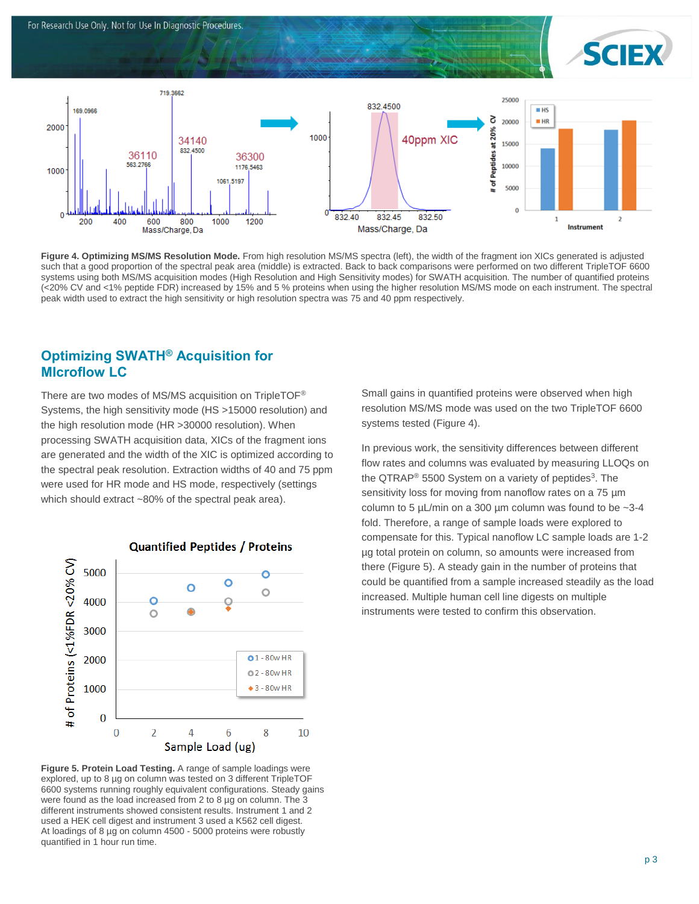**Figure 4. Optimizing MS/MS Resolution Mode.** From high resolution MS/MS spectra (left), the width of the fragment ion XICs generated is adjusted such that a good proportion of the spectral peak area (middle) is extracted. Back to back comparisons were performed on two different TripleTOF 6600 systems using both MS/MS acquisition modes (High Resolution and High Sensitivity modes) for SWATH acquisition. The number of quantified proteins (<20% CV and <1% peptide FDR) increased by 15% and 5 % proteins when using the higher resolution MS/MS mode on each instrument. The spectral peak width used to extract the high sensitivity or high resolution spectra was 75 and 40 ppm respectively.

## Optimizing SWATH® Acquisition for MIcroflow LC

There are two modes of MS/MS acquisition on TripleTOF® Systems, the high sensitivity mode (HS >15000 resolution) and the high resolution mode (HR >30000 resolution). When processing SWATH acquisition data, XICs of the fragment ions are generated and the width of the XIC is optimized according to the spectral peak resolution. Extraction widths of 40 and 75 ppm were used for HR mode and HS mode, respectively (settings which should extract ~80% of the spectral peak area).

**Figure 5. Protein Load Testing.** A range of sample loadings were explored, up to 8 µg on column was tested on 3 different TripleTOF 6600 systems running roughly equivalent configurations. Steady gains were found as the load increased from 2 to 8 µg on column. The 3 different instruments showed consistent results. Instrument 1 and 2 used a HEK cell digest and instrument 3 used a K562 cell digest. At loadings of 8 µg on column 4500 - 5000 proteins were robustly quantified in 1 hour run time.

Small gains in quantified proteins were observed when high resolution MS/MS mode was used on the two TripleTOF 6600 systems tested (Figure 4).

In previous work, the sensitivity differences between different flow rates and columns was evaluated by measuring LLOQs on the QTRAP® 5500 System on a variety of peptides[3]. The sensitivity loss for moving from nanoflow rates on a 75 µm column to 5 µL/min on a 300 µm column was found to be ~3-4 fold. Therefore, a range of sample loads were explored to compensate for this. Typical nanoflow LC sample loads are 1-2 µg total protein on column, so amounts were increased from there (Figure 5). A steady gain in the number of proteins that could be quantified from a sample increased steadily as the load increased. Multiple human cell line digests on multiple instruments were tested to confirm this observation.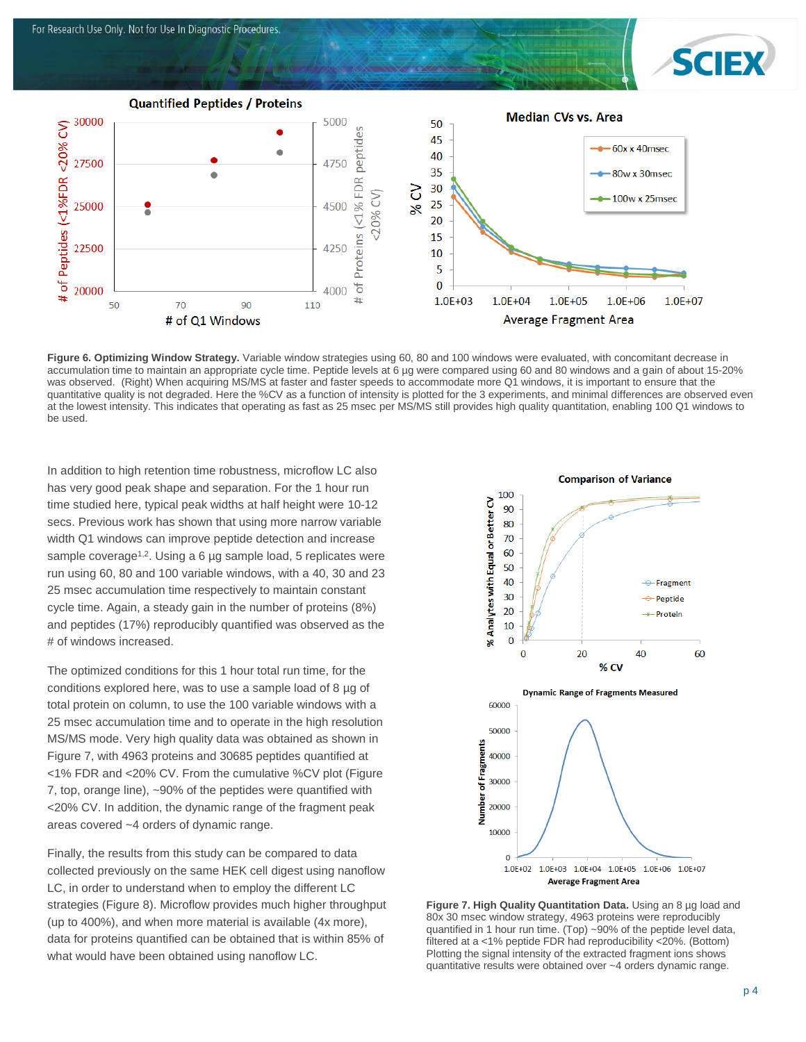**Figure 6. Optimizing Window Strategy.** Variable window strategies using 60, 80 and 100 windows were evaluated, with concomitant decrease in accumulation time to maintain an appropriate cycle time. Peptide levels at 6 µg were compared using 60 and 80 windows and a gain of about 15-20% was observed. (Right) When acquiring MS/MS at faster and faster speeds to accommodate more Q1 windows, it is important to ensure that the quantitative quality is not degraded. Here the %CV as a function of intensity is plotted for the 3 experiments, and minimal differences are observed even at the lowest intensity. This indicates that operating as fast as 25 msec per MS/MS still provides high quality quantitation, enabling 100 Q1 windows to be used.

In addition to high retention time robustness, microflow LC also has very good peak shape and separation. For the 1 hour run time studied here, typical peak widths at half height were 10-12 secs. Previous work has shown that using more narrow variable width Q1 windows can improve peptide detection and increase sample coverage[1,2]. Using a 6 µg sample load, 5 replicates were run using 60, 80 and 100 variable windows, with a 40, 30 and 23 25 msec accumulation time respectively to maintain constant cycle time. Again, a steady gain in the number of proteins (8%) and peptides (17%) reproducibly quantified was observed as the # of windows increased.

The optimized conditions for this 1 hour total run time, for the conditions explored here, was to use a sample load of 8 µg of total protein on column, to use the 100 variable windows with a 25 msec accumulation time and to operate in the high resolution MS/MS mode. Very high quality data was obtained as shown in Figure 7, with 4963 proteins and 30685 peptides quantified at <1% FDR and <20% CV. From the cumulative %CV plot (Figure 7, top, orange line), ~90% of the peptides were quantified with <20% CV. In addition, the dynamic range of the fragment peak areas covered ~4 orders of dynamic range.

Finally, the results from this study can be compared to data collected previously on the same HEK cell digest using nanoflow LC, in order to understand when to employ the different LC strategies (Figure 8). Microflow provides much higher throughput (up to 400%), and when more material is available (4x more), data for proteins quantified can be obtained that is within 85% of what would have been obtained using nanoflow LC.

**Figure 7. High Quality Quantitation Data.** Using an 8 µg load and 80x 30 msec window strategy, 4963 proteins were reproducibly quantified in 1 hour run time. (Top) ~90% of the peptide level data, filtered at a <1% peptide FDR had reproducibility <20%. (Bottom) Plotting the signal intensity of the extracted fragment ions shows quantitative results were obtained over ~4 orders dynamic range.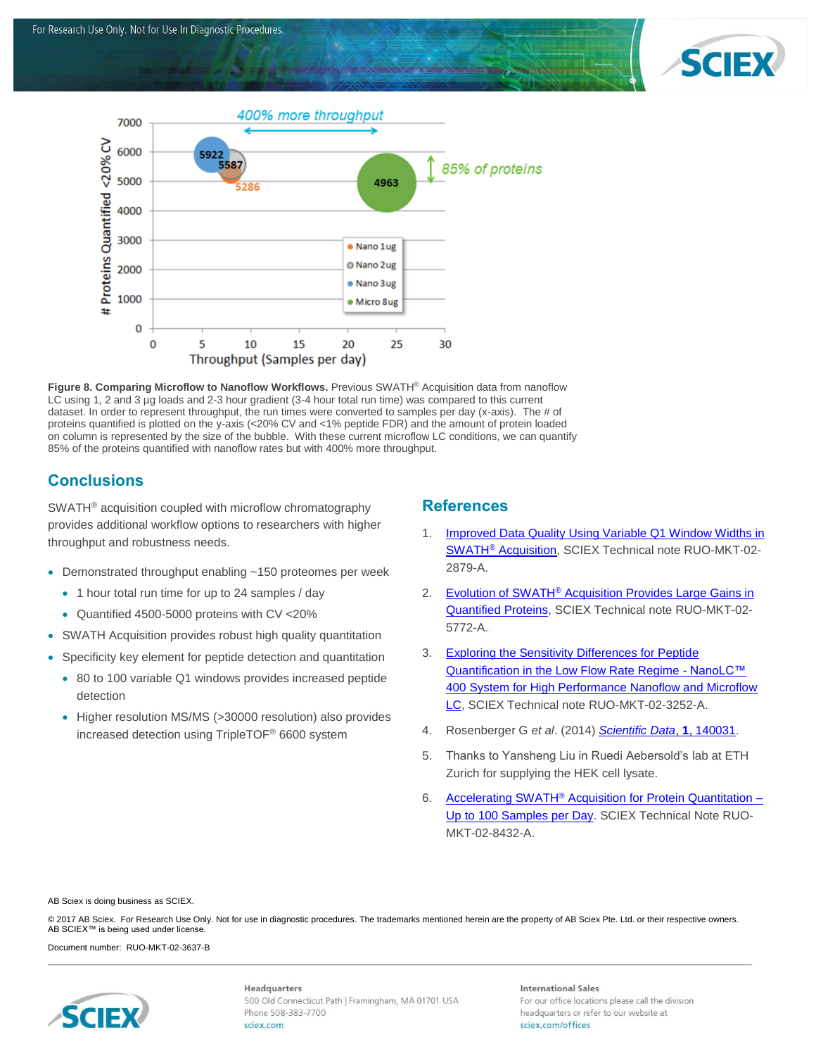400% more throughput

85% of proteins

# Proteins Quantified <20% CV

Throughput (Samples per day)

7000
6000
5000
4000
3000
2000
1000
0

0 5 10 15 20 25 30

5922
5587
5286
4963

Nano 1ug
Nano 2ug
Nano 3ug
Micro 8ug

**Figure 8. Comparing Microflow to Nanoflow Workflows.** Previous SWATH® Acquisition data from nanoflow LC using 1, 2 and 3 µg loads and 2-3 hour gradient (3-4 hour total run time) was compared to this current dataset. In order to represent throughput, the run times were converted to samples per day (x-axis). The # of proteins quantified is plotted on the y-axis (<20% CV and <1% peptide FDR) and the amount of protein loaded on column is represented by the size of the bubble. With these current microflow LC conditions, we can quantify 85% of the proteins quantified with nanoflow rates but with 400% more throughput.

## Conclusions

SWATH® acquisition coupled with microflow chromatography provides additional workflow options to researchers with higher throughput and robustness needs.

- Demonstrated throughput enabling ~150 proteomes per week
  - 1 hour total run time for up to 24 samples / day
  - Quantified 4500-5000 proteins with CV <20%
- SWATH Acquisition provides robust high quality quantitation
- Specificity key element for peptide detection and quantitation
  - 80 to 100 variable Q1 windows provides increased peptide detection
  - Higher resolution MS/MS (>30000 resolution) also provides increased detection using TripleTOF® 6600 system

## References

1. Improved Data Quality Using Variable Q1 Window Widths in SWATH® Acquisition, SCIEX Technical note RUO-MKT-02-2879-A.
2. Evolution of SWATH® Acquisition Provides Large Gains in Quantified Proteins, SCIEX Technical note RUO-MKT-02-5772-A.
3. Exploring the Sensitivity Differences for Peptide Quantification in the Low Flow Rate Regime - NanoLC™ 400 System for High Performance Nanoflow and Microflow LC, SCIEX Technical note RUO-MKT-02-3252-A.
4. Rosenberger G *et al*. (2014) *Scientific Data*, **1**, 140031.
5. Thanks to Yansheng Liu in Ruedi Aebersold's lab at ETH Zurich for supplying the HEK cell lysate.
6. Accelerating SWATH® Acquisition for Protein Quantitation – Up to 100 Samples per Day. SCIEX Technical Note RUO-MKT-02-8432-A.

AB Sciex is doing business as SCIEX.

© 2017 AB Sciex. For Research Use Only. Not for use in diagnostic procedures. The trademarks mentioned herein are the property of AB Sciex Pte. Ltd. or their respective owners. AB SCIEX™ is being used under license.

Document number: RUO-MKT-02-3637-B

**Headquarters**
500 Old Connecticut Path | Framingham, MA 01701 USA
Phone 508-383-7700
sciex.com

**International Sales**
For our office locations please call the division headquarters or refer to our website at
sciex.com/offices